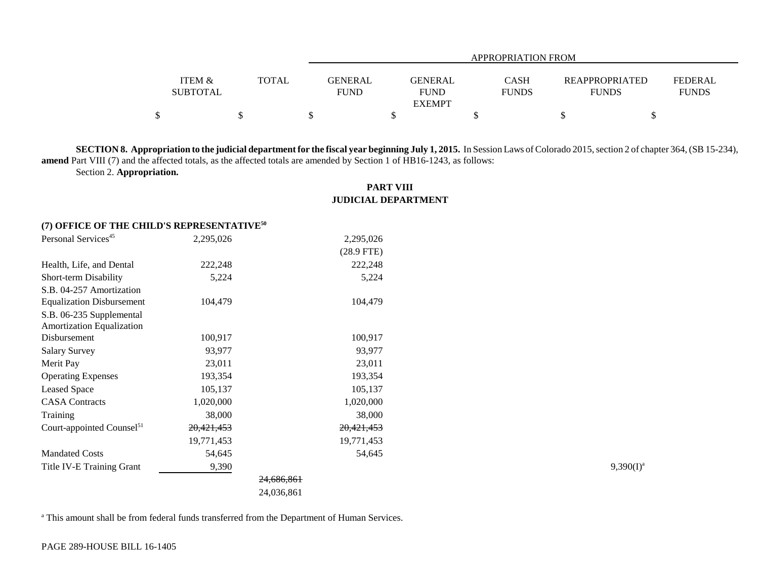| | ITEM & SUBTOTAL | TOTAL | APPROPRIATION FROM GENERAL FUND | GENERAL FUND EXEMPT | CASH FUNDS | REAPPROPRIATED FUNDS | FEDERAL FUNDS |
|---|---|---|---|---|---|---|---|
| | $ | $ | $ | $ | $ | $ | $ |

**SECTION 8. Appropriation to the judicial department for the fiscal year beginning July 1, 2015.** In Session Laws of Colorado 2015, section 2 of chapter 364, (SB 15-234), **amend** Part VIII (7) and the affected totals, as the affected totals are amended by Section 1 of HB16-1243, as follows:

Section 2. **Appropriation.**

**PART VIII**
**JUDICIAL DEPARTMENT**

| | ITEM & SUBTOTAL | TOTAL | GENERAL FUND | GENERAL FUND EXEMPT | CASH FUNDS | REAPPROPRIATED FUNDS | FEDERAL FUNDS |
|---|---|---|---|---|---|---|---|
| **(7) OFFICE OF THE CHILD'S REPRESENTATIVE[50]** | | | | | | | |
| Personal Services[45] | 2,295,026 | | 2,295,026 (28.9 FTE) | | | | |
| Health, Life, and Dental | 222,248 | | 222,248 | | | | |
| Short-term Disability | 5,224 | | 5,224 | | | | |
| S.B. 04-257 Amortization Equalization Disbursement | 104,479 | | 104,479 | | | | |
| S.B. 06-235 Supplemental Amortization Equalization Disbursement | 100,917 | | 100,917 | | | | |
| Salary Survey | 93,977 | | 93,977 | | | | |
| Merit Pay | 23,011 | | 23,011 | | | | |
| Operating Expenses | 193,354 | | 193,354 | | | | |
| Leased Space | 105,137 | | 105,137 | | | | |
| CASA Contracts | 1,020,000 | | 1,020,000 | | | | |
| Training | 38,000 | | 38,000 | | | | |
| Court-appointed Counsel[51] | ~~20,421,453~~ 19,771,453 | | ~~20,421,453~~ 19,771,453 | | | | |
| Mandated Costs | 54,645 | | 54,645 | | | | |
| Title IV-E Training Grant | 9,390 | | | | | 9,390(I)[a] | |
| | | ~~24,686,861~~ 24,036,861 | | | | | |

[a] This amount shall be from federal funds transferred from the Department of Human Services.

PAGE 289-HOUSE BILL 16-1405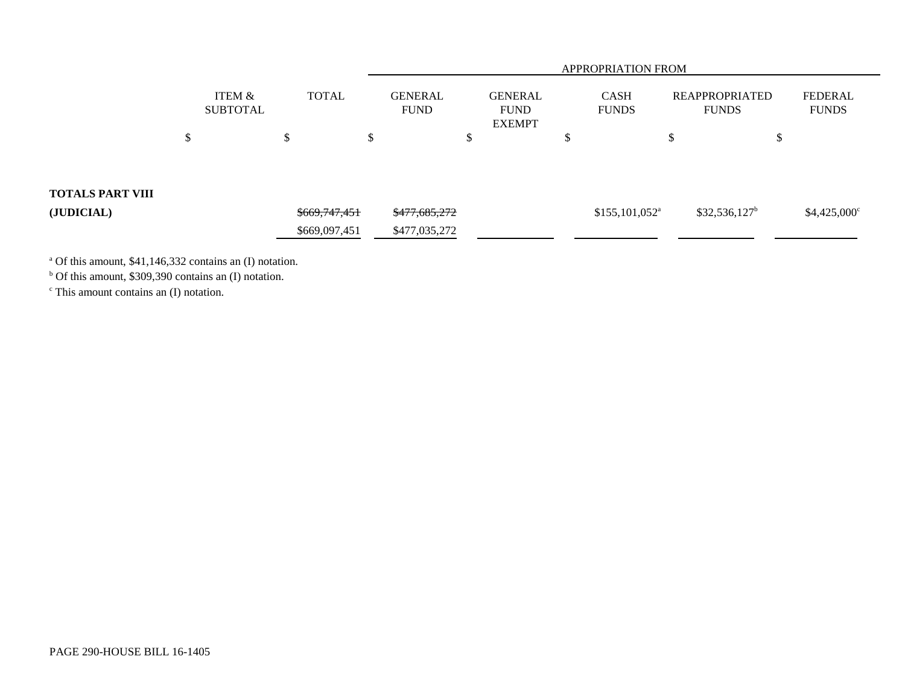| | | | APPROPRIATION FROM | | | | |
|---|---|---|---|---|---|---|---|
| | ITEM & SUBTOTAL | TOTAL | GENERAL FUND | GENERAL FUND EXEMPT | CASH FUNDS | REAPPROPRIATED FUNDS | FEDERAL FUNDS |
| | $ | $ | $ | $ | $ | $ | $ |
| **TOTALS PART VIII** | | | | | | | |
| **(JUDICIAL)** | | ~~$669,747,451~~ | ~~$477,685,272~~ | | $155,101,052[a] | $32,536,127[b] | $4,425,000[c] |
| | | $669,097,451 | $477,035,272 | | | | |

[a] Of this amount, $41,146,332 contains an (I) notation.
[b] Of this amount, $309,390 contains an (I) notation.
[c] This amount contains an (I) notation.